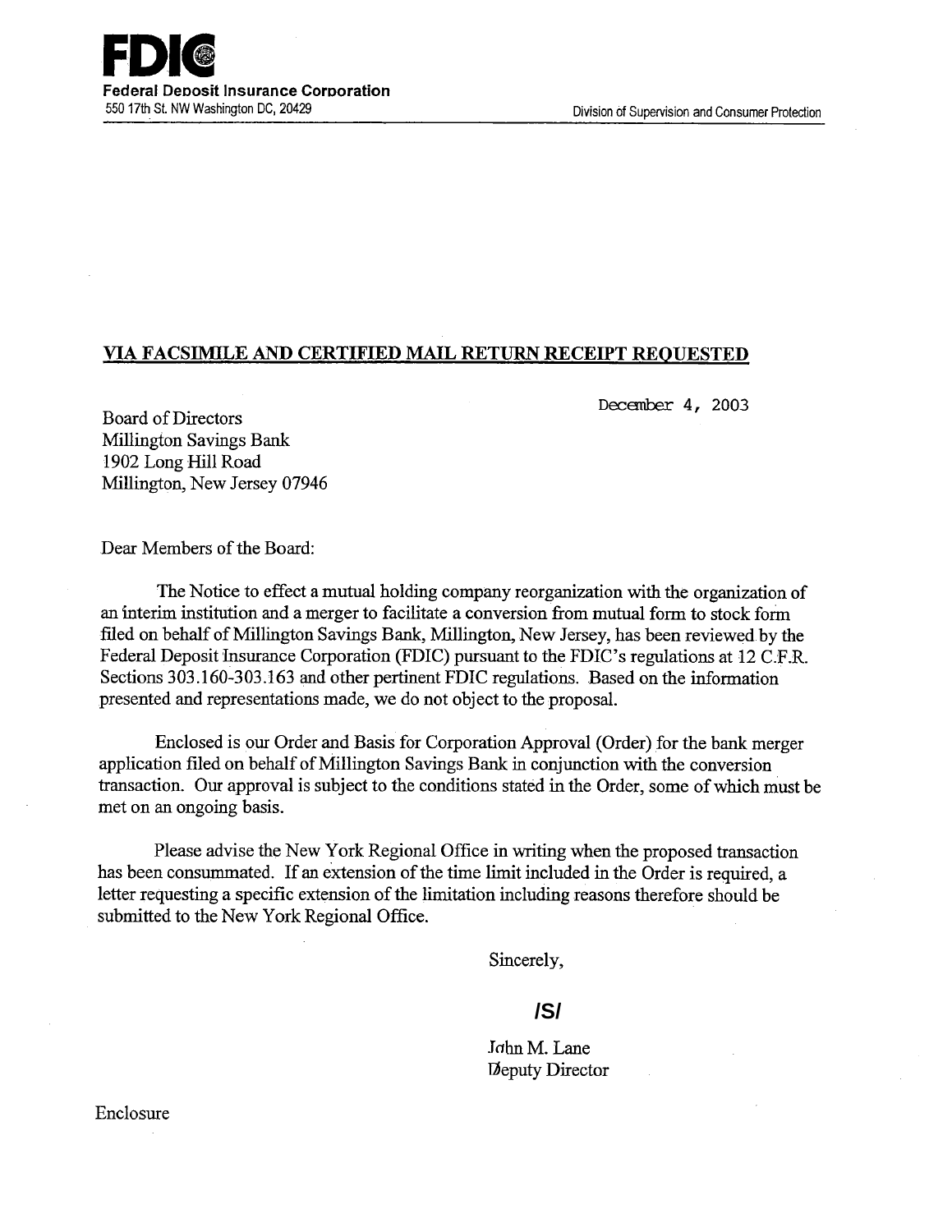**FDIC**
**Federal Deposit Insurance Corporation**
550 17th St. NW Washington DC, 20429

Division of Supervision and Consumer Protection

**VIA FACSIMILE AND CERTIFIED MAIL RETURN RECEIPT REQUESTED**

December 4, 2003

Board of Directors
Millington Savings Bank
1902 Long Hill Road
Millington, New Jersey 07946

Dear Members of the Board:

The Notice to effect a mutual holding company reorganization with the organization of an interim institution and a merger to facilitate a conversion from mutual form to stock form filed on behalf of Millington Savings Bank, Millington, New Jersey, has been reviewed by the Federal Deposit Insurance Corporation (FDIC) pursuant to the FDIC's regulations at 12 C.F.R. Sections 303.160-303.163 and other pertinent FDIC regulations. Based on the information presented and representations made, we do not object to the proposal.

Enclosed is our Order and Basis for Corporation Approval (Order) for the bank merger application filed on behalf of Millington Savings Bank in conjunction with the conversion transaction. Our approval is subject to the conditions stated in the Order, some of which must be met on an ongoing basis.

Please advise the New York Regional Office in writing when the proposed transaction has been consummated. If an extension of the time limit included in the Order is required, a letter requesting a specific extension of the limitation including reasons therefore should be submitted to the New York Regional Office.

Sincerely,

**/S/**

John M. Lane
Deputy Director

Enclosure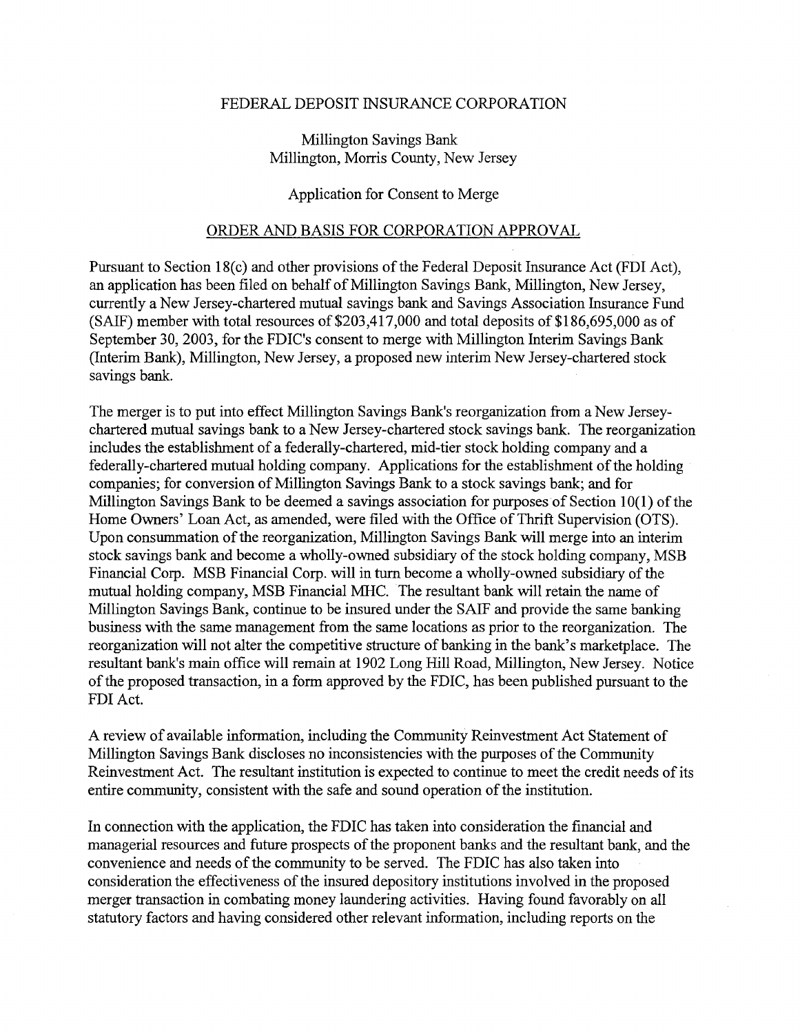FEDERAL DEPOSIT INSURANCE CORPORATION

Millington Savings Bank
Millington, Morris County, New Jersey

Application for Consent to Merge

ORDER AND BASIS FOR CORPORATION APPROVAL

Pursuant to Section 18(c) and other provisions of the Federal Deposit Insurance Act (FDI Act), an application has been filed on behalf of Millington Savings Bank, Millington, New Jersey, currently a New Jersey-chartered mutual savings bank and Savings Association Insurance Fund (SAIF) member with total resources of $203,417,000 and total deposits of $186,695,000 as of September 30, 2003, for the FDIC's consent to merge with Millington Interim Savings Bank (Interim Bank), Millington, New Jersey, a proposed new interim New Jersey-chartered stock savings bank.

The merger is to put into effect Millington Savings Bank's reorganization from a New Jersey-chartered mutual savings bank to a New Jersey-chartered stock savings bank. The reorganization includes the establishment of a federally-chartered, mid-tier stock holding company and a federally-chartered mutual holding company. Applications for the establishment of the holding companies; for conversion of Millington Savings Bank to a stock savings bank; and for Millington Savings Bank to be deemed a savings association for purposes of Section 10(l) of the Home Owners' Loan Act, as amended, were filed with the Office of Thrift Supervision (OTS). Upon consummation of the reorganization, Millington Savings Bank will merge into an interim stock savings bank and become a wholly-owned subsidiary of the stock holding company, MSB Financial Corp. MSB Financial Corp. will in turn become a wholly-owned subsidiary of the mutual holding company, MSB Financial MHC. The resultant bank will retain the name of Millington Savings Bank, continue to be insured under the SAIF and provide the same banking business with the same management from the same locations as prior to the reorganization. The reorganization will not alter the competitive structure of banking in the bank's marketplace. The resultant bank's main office will remain at 1902 Long Hill Road, Millington, New Jersey. Notice of the proposed transaction, in a form approved by the FDIC, has been published pursuant to the FDI Act.

A review of available information, including the Community Reinvestment Act Statement of Millington Savings Bank discloses no inconsistencies with the purposes of the Community Reinvestment Act. The resultant institution is expected to continue to meet the credit needs of its entire community, consistent with the safe and sound operation of the institution.

In connection with the application, the FDIC has taken into consideration the financial and managerial resources and future prospects of the proponent banks and the resultant bank, and the convenience and needs of the community to be served. The FDIC has also taken into consideration the effectiveness of the insured depository institutions involved in the proposed merger transaction in combating money laundering activities. Having found favorably on all statutory factors and having considered other relevant information, including reports on the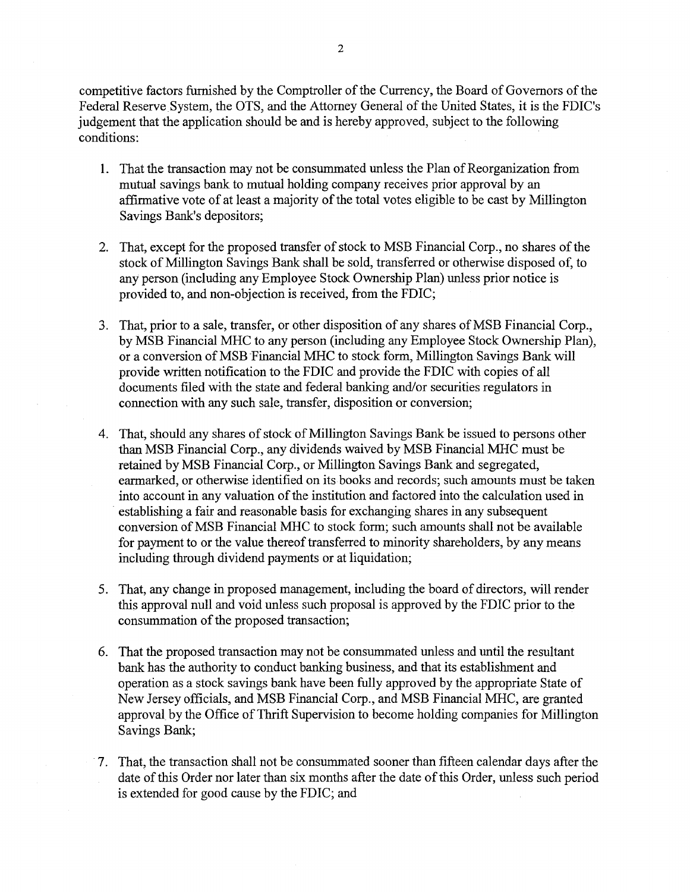competitive factors furnished by the Comptroller of the Currency, the Board of Governors of the Federal Reserve System, the OTS, and the Attorney General of the United States, it is the FDIC's judgement that the application should be and is hereby approved, subject to the following conditions:

1. That the transaction may not be consummated unless the Plan of Reorganization from mutual savings bank to mutual holding company receives prior approval by an affirmative vote of at least a majority of the total votes eligible to be cast by Millington Savings Bank's depositors;

2. That, except for the proposed transfer of stock to MSB Financial Corp., no shares of the stock of Millington Savings Bank shall be sold, transferred or otherwise disposed of, to any person (including any Employee Stock Ownership Plan) unless prior notice is provided to, and non-objection is received, from the FDIC;

3. That, prior to a sale, transfer, or other disposition of any shares of MSB Financial Corp., by MSB Financial MHC to any person (including any Employee Stock Ownership Plan), or a conversion of MSB Financial MHC to stock form, Millington Savings Bank will provide written notification to the FDIC and provide the FDIC with copies of all documents filed with the state and federal banking and/or securities regulators in connection with any such sale, transfer, disposition or conversion;

4. That, should any shares of stock of Millington Savings Bank be issued to persons other than MSB Financial Corp., any dividends waived by MSB Financial MHC must be retained by MSB Financial Corp., or Millington Savings Bank and segregated, earmarked, or otherwise identified on its books and records; such amounts must be taken into account in any valuation of the institution and factored into the calculation used in establishing a fair and reasonable basis for exchanging shares in any subsequent conversion of MSB Financial MHC to stock form; such amounts shall not be available for payment to or the value thereof transferred to minority shareholders, by any means including through dividend payments or at liquidation;

5. That, any change in proposed management, including the board of directors, will render this approval null and void unless such proposal is approved by the FDIC prior to the consummation of the proposed transaction;

6. That the proposed transaction may not be consummated unless and until the resultant bank has the authority to conduct banking business, and that its establishment and operation as a stock savings bank have been fully approved by the appropriate State of New Jersey officials, and MSB Financial Corp., and MSB Financial MHC, are granted approval by the Office of Thrift Supervision to become holding companies for Millington Savings Bank;

7. That, the transaction shall not be consummated sooner than fifteen calendar days after the date of this Order nor later than six months after the date of this Order, unless such period is extended for good cause by the FDIC; and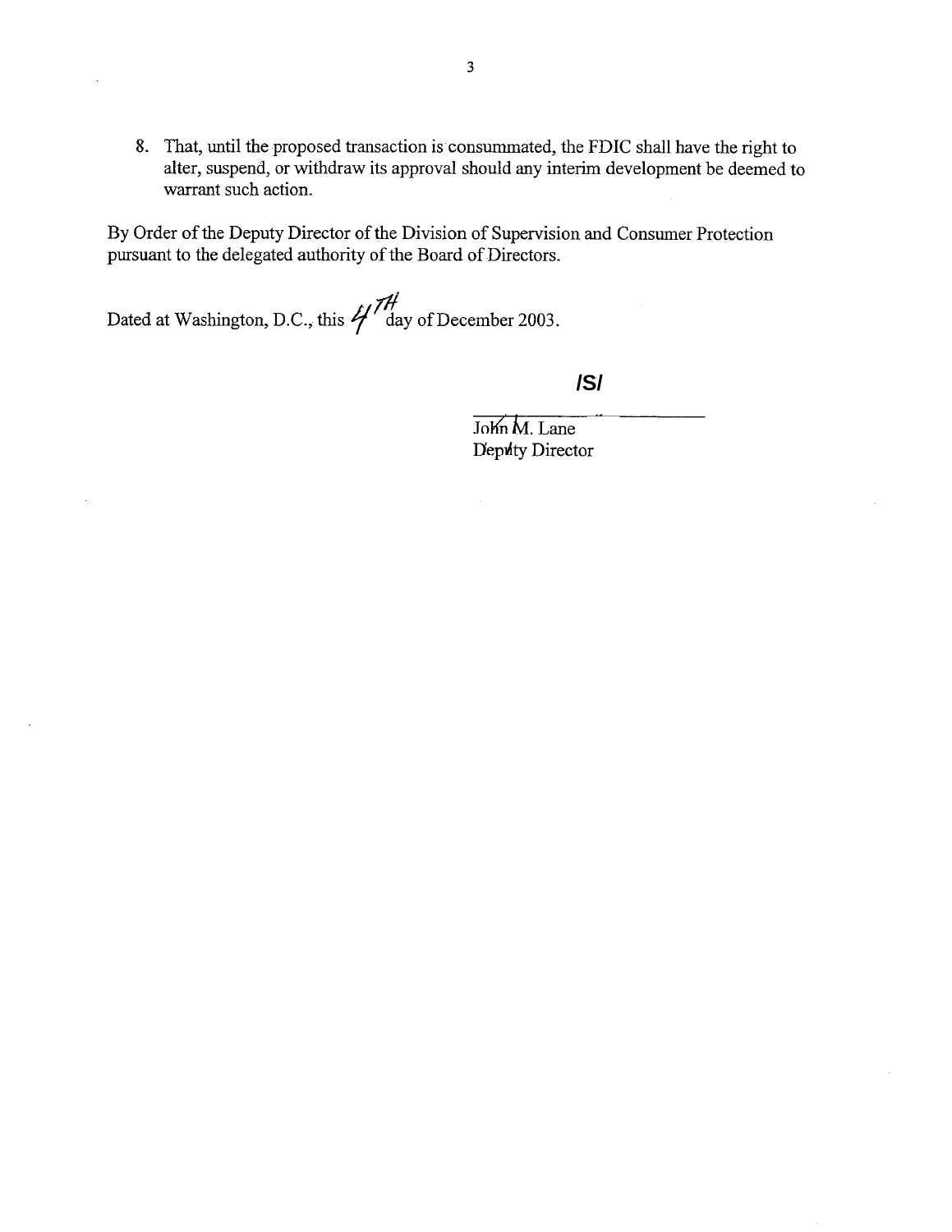8. That, until the proposed transaction is consummated, the FDIC shall have the right to alter, suspend, or withdraw its approval should any interim development be deemed to warrant such action.

By Order of the Deputy Director of the Division of Supervision and Consumer Protection pursuant to the delegated authority of the Board of Directors.

Dated at Washington, D.C., this 4TH day of December 2003.

**/S/**

John M. Lane  
Deputy Director